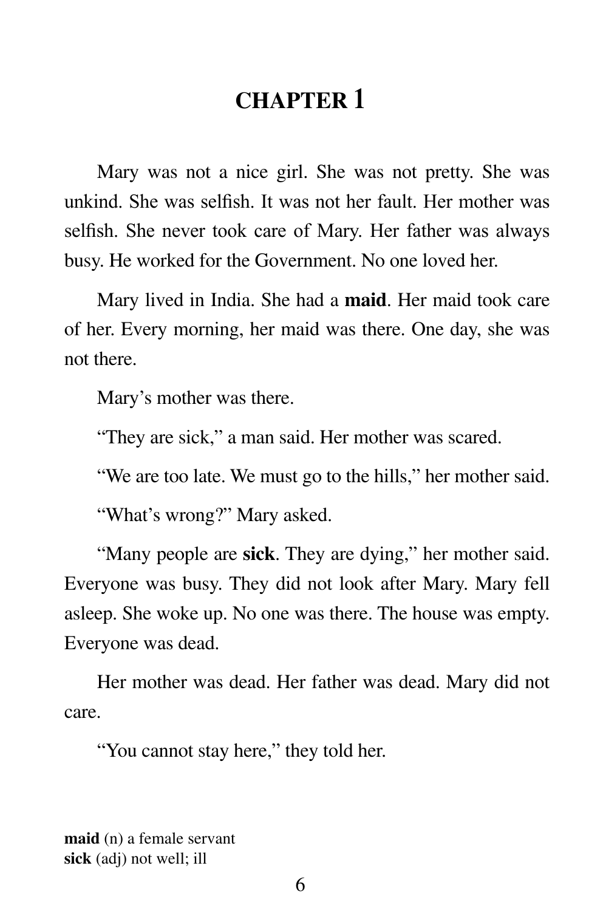# CHAPTER 1

Mary was not a nice girl. She was not pretty. She was unkind. She was selfish. It was not her fault. Her mother was selfish. She never took care of Mary. Her father was always busy. He worked for the Government. No one loved her.

Mary lived in India. She had a **maid**. Her maid took care of her. Every morning, her maid was there. One day, she was not there.

Mary's mother was there.

"They are sick," a man said. Her mother was scared.

"We are too late. We must go to the hills," her mother said.

"What's wrong?" Mary asked.

"Many people are **sick**. They are dying," her mother said. Everyone was busy. They did not look after Mary. Mary fell asleep. She woke up. No one was there. The house was empty. Everyone was dead.

Her mother was dead. Her father was dead. Mary did not care.

"You cannot stay here," they told her.

**maid** (n) a female servant
**sick** (adj) not well; ill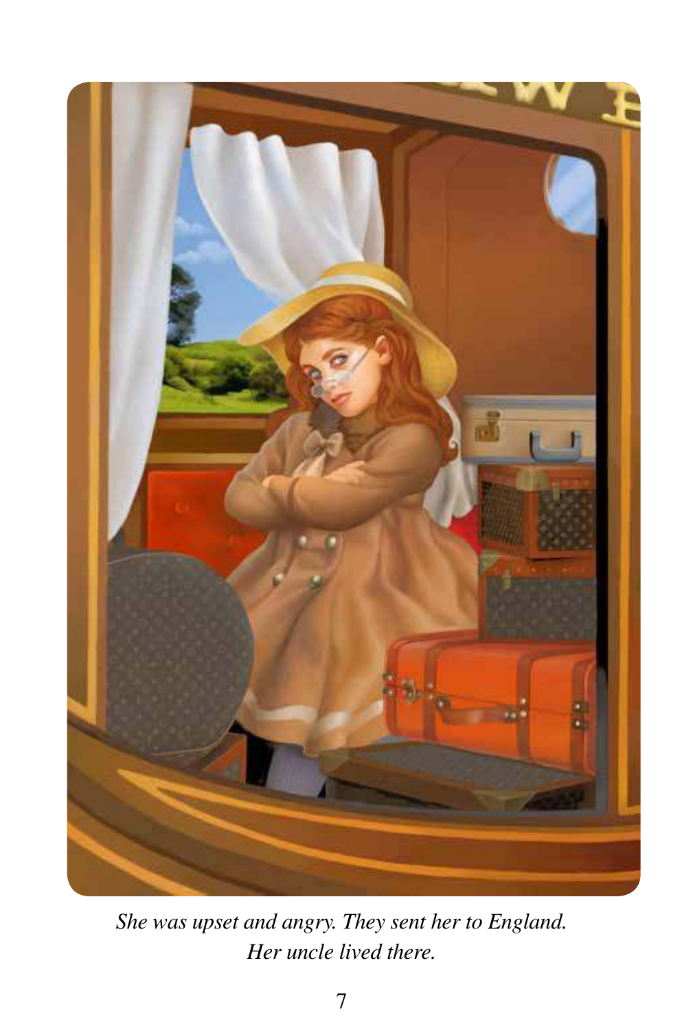*She was upset and angry. They sent her to England.*
*Her uncle lived there.*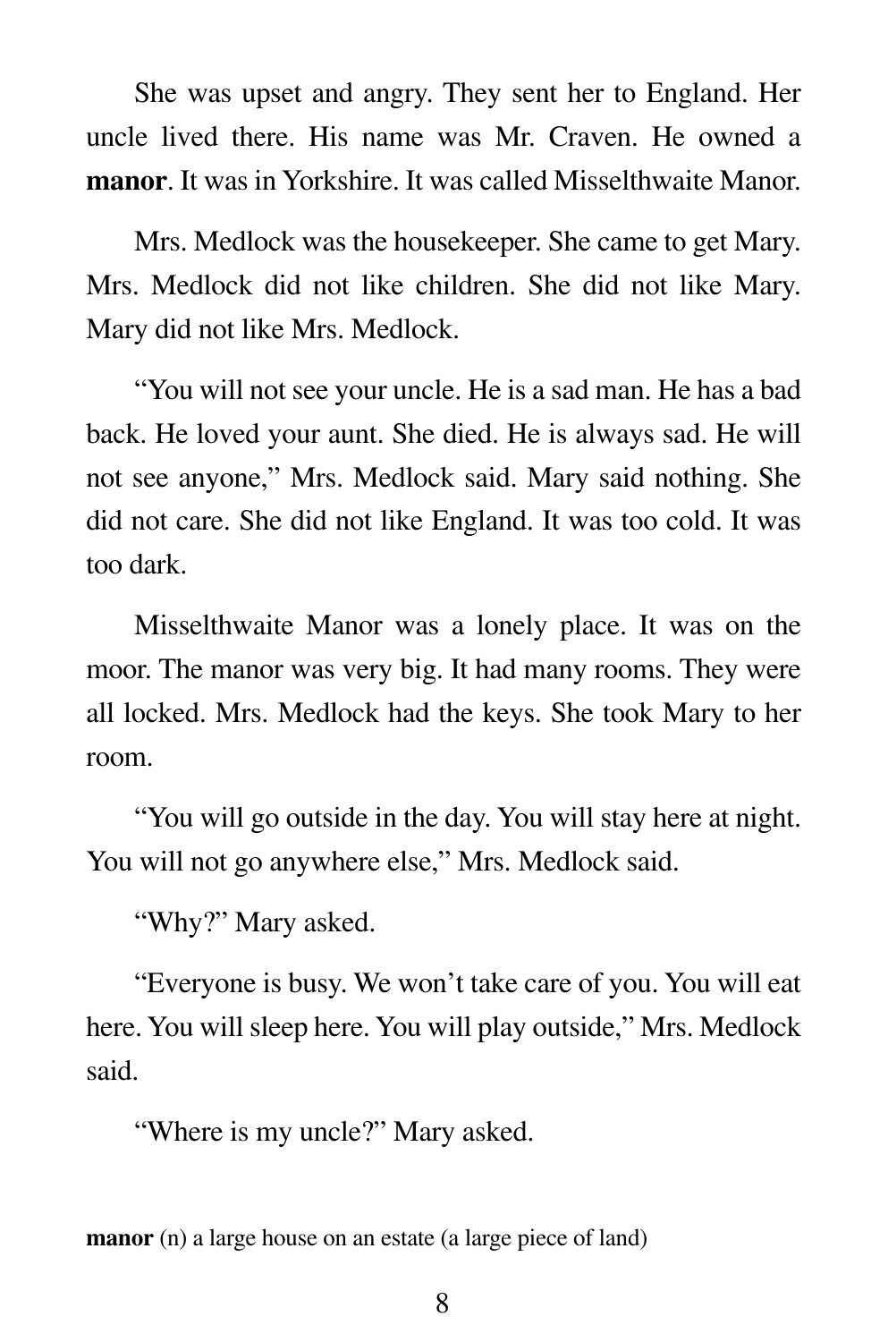She was upset and angry. They sent her to England. Her uncle lived there. His name was Mr. Craven. He owned a **manor**. It was in Yorkshire. It was called Misselthwaite Manor.

Mrs. Medlock was the housekeeper. She came to get Mary. Mrs. Medlock did not like children. She did not like Mary. Mary did not like Mrs. Medlock.

"You will not see your uncle. He is a sad man. He has a bad back. He loved your aunt. She died. He is always sad. He will not see anyone," Mrs. Medlock said. Mary said nothing. She did not care. She did not like England. It was too cold. It was too dark.

Misselthwaite Manor was a lonely place. It was on the moor. The manor was very big. It had many rooms. They were all locked. Mrs. Medlock had the keys. She took Mary to her room.

"You will go outside in the day. You will stay here at night. You will not go anywhere else," Mrs. Medlock said.

"Why?" Mary asked.

"Everyone is busy. We won't take care of you. You will eat here. You will sleep here. You will play outside," Mrs. Medlock said.

"Where is my uncle?" Mary asked.

**manor** (n) a large house on an estate (a large piece of land)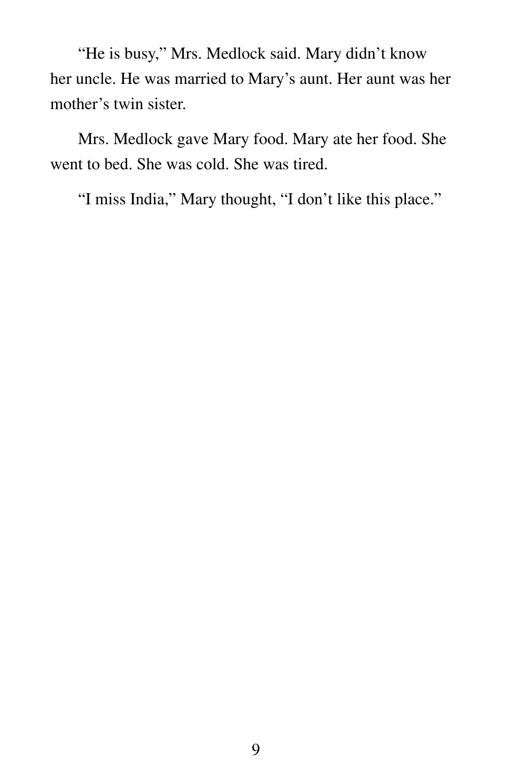"He is busy," Mrs. Medlock said. Mary didn't know her uncle. He was married to Mary's aunt. Her aunt was her mother's twin sister.

Mrs. Medlock gave Mary food. Mary ate her food. She went to bed. She was cold. She was tired.

"I miss India," Mary thought, "I don't like this place."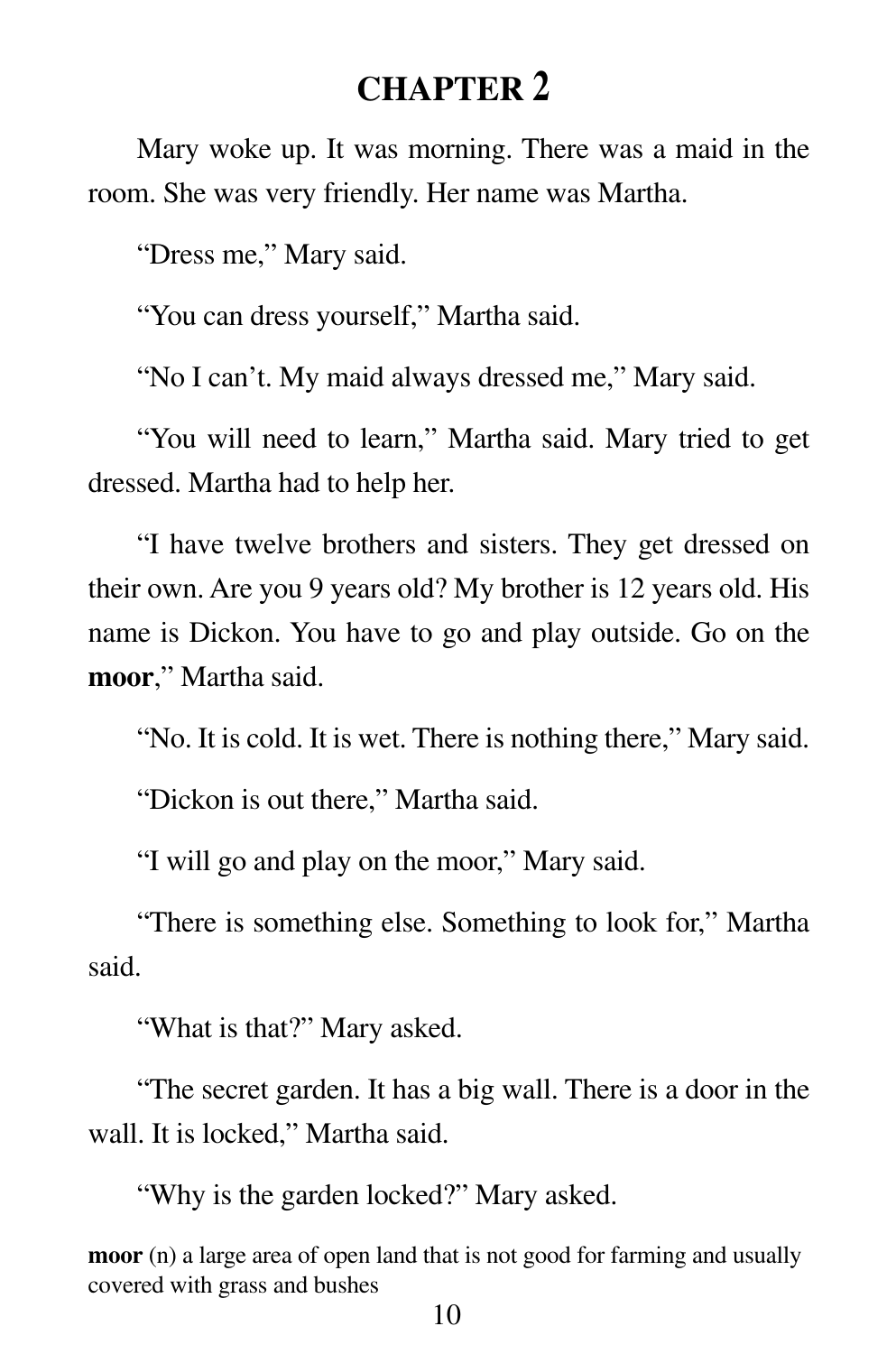# CHAPTER 2

Mary woke up. It was morning. There was a maid in the room. She was very friendly. Her name was Martha.

"Dress me," Mary said.

"You can dress yourself," Martha said.

"No I can't. My maid always dressed me," Mary said.

"You will need to learn," Martha said. Mary tried to get dressed. Martha had to help her.

"I have twelve brothers and sisters. They get dressed on their own. Are you 9 years old? My brother is 12 years old. His name is Dickon. You have to go and play outside. Go on the **moor**," Martha said.

"No. It is cold. It is wet. There is nothing there," Mary said.

"Dickon is out there," Martha said.

"I will go and play on the moor," Mary said.

"There is something else. Something to look for," Martha said.

"What is that?" Mary asked.

"The secret garden. It has a big wall. There is a door in the wall. It is locked," Martha said.

"Why is the garden locked?" Mary asked.

**moor** (n) a large area of open land that is not good for farming and usually covered with grass and bushes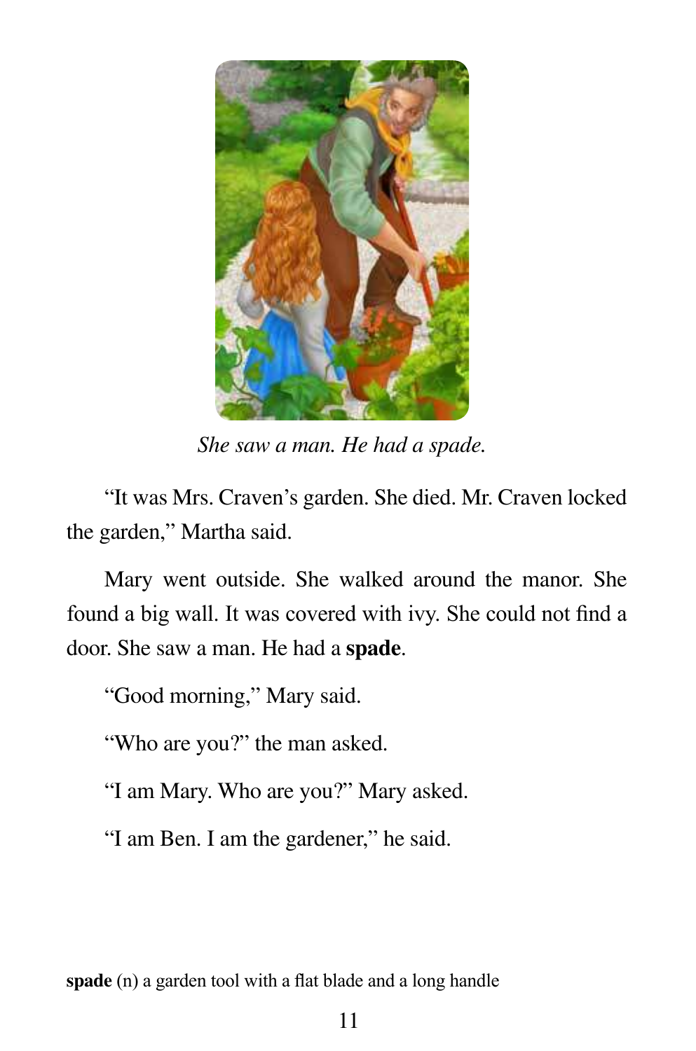*She saw a man. He had a spade.*

"It was Mrs. Craven's garden. She died. Mr. Craven locked the garden," Martha said.

Mary went outside. She walked around the manor. She found a big wall. It was covered with ivy. She could not find a door. She saw a man. He had a **spade**.

"Good morning," Mary said.

"Who are you?" the man asked.

"I am Mary. Who are you?" Mary asked.

"I am Ben. I am the gardener," he said.

**spade** (n) a garden tool with a flat blade and a long handle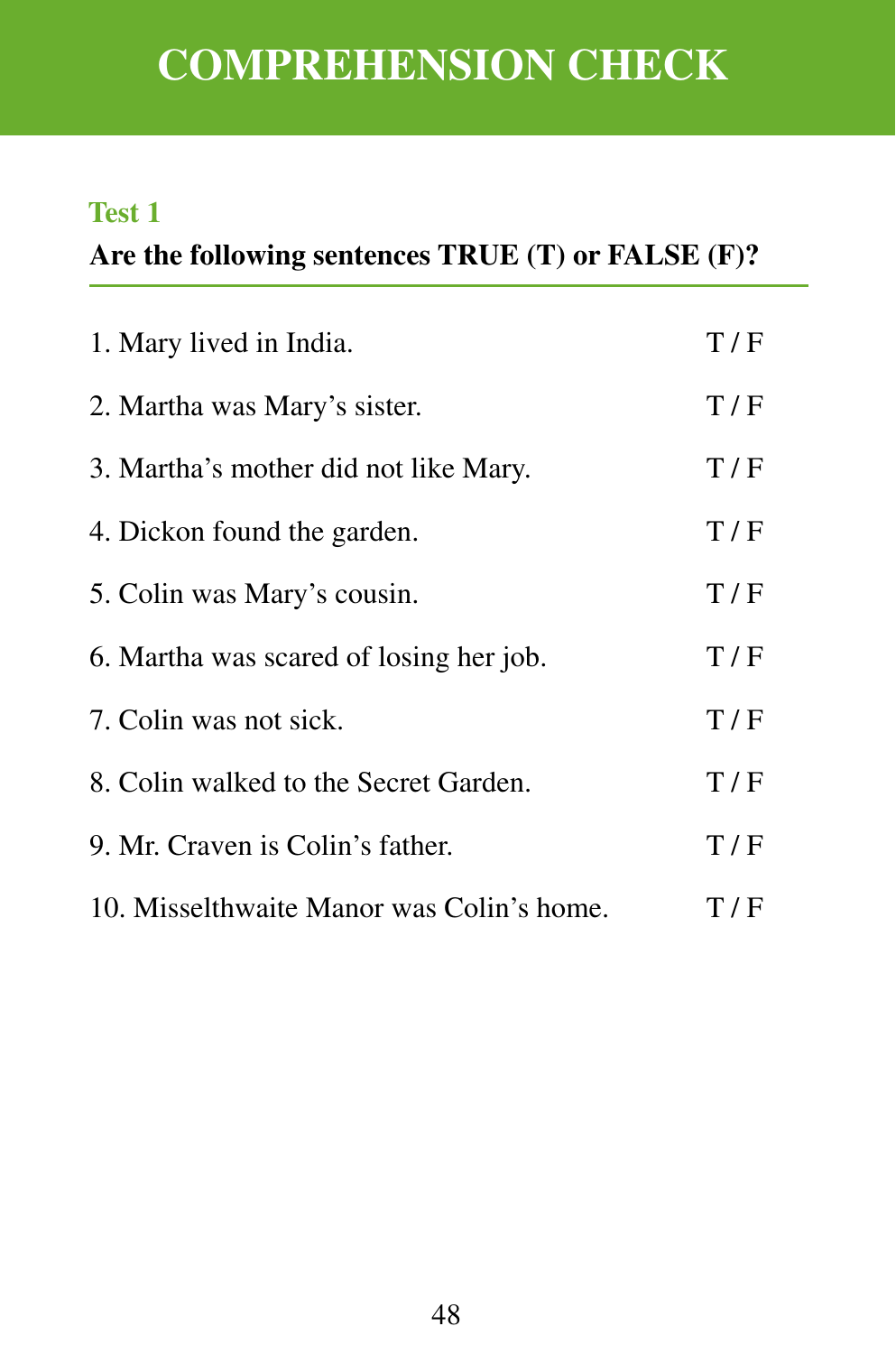# COMPREHENSION CHECK

## Test 1

**Are the following sentences TRUE (T) or FALSE (F)?**

1. Mary lived in India. T / F
2. Martha was Mary's sister. T / F
3. Martha's mother did not like Mary. T / F
4. Dickon found the garden. T / F
5. Colin was Mary's cousin. T / F
6. Martha was scared of losing her job. T / F
7. Colin was not sick. T / F
8. Colin walked to the Secret Garden. T / F
9. Mr. Craven is Colin's father. T / F
10. Misselthwaite Manor was Colin's home. T / F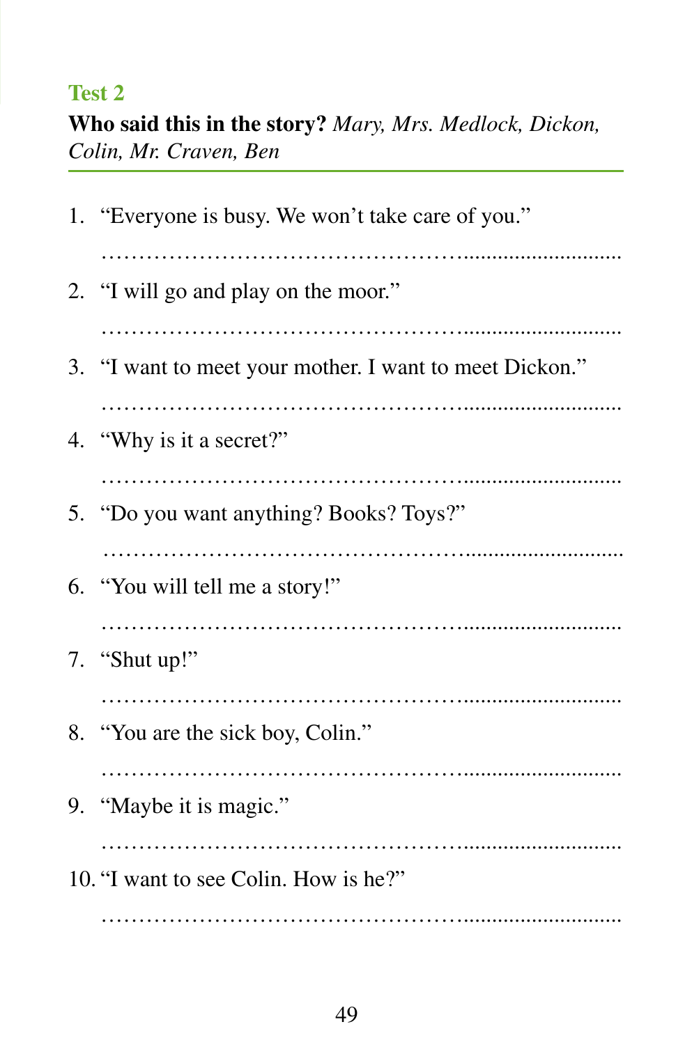## Test 2

**Who said this in the story?** *Mary, Mrs. Medlock, Dickon, Colin, Mr. Craven, Ben*

1. "Everyone is busy. We won't take care of you."

   ……………………………………………………………………

2. "I will go and play on the moor."

   ……………………………………………………………………

3. "I want to meet your mother. I want to meet Dickon."

   ……………………………………………………………………

4. "Why is it a secret?"

   ……………………………………………………………………

5. "Do you want anything? Books? Toys?"

   ……………………………………………………………………

6. "You will tell me a story!"

   ……………………………………………………………………

7. "Shut up!"

   ……………………………………………………………………

8. "You are the sick boy, Colin."

   ……………………………………………………………………

9. "Maybe it is magic."

   ……………………………………………………………………

10. "I want to see Colin. How is he?"

    ……………………………………………………………………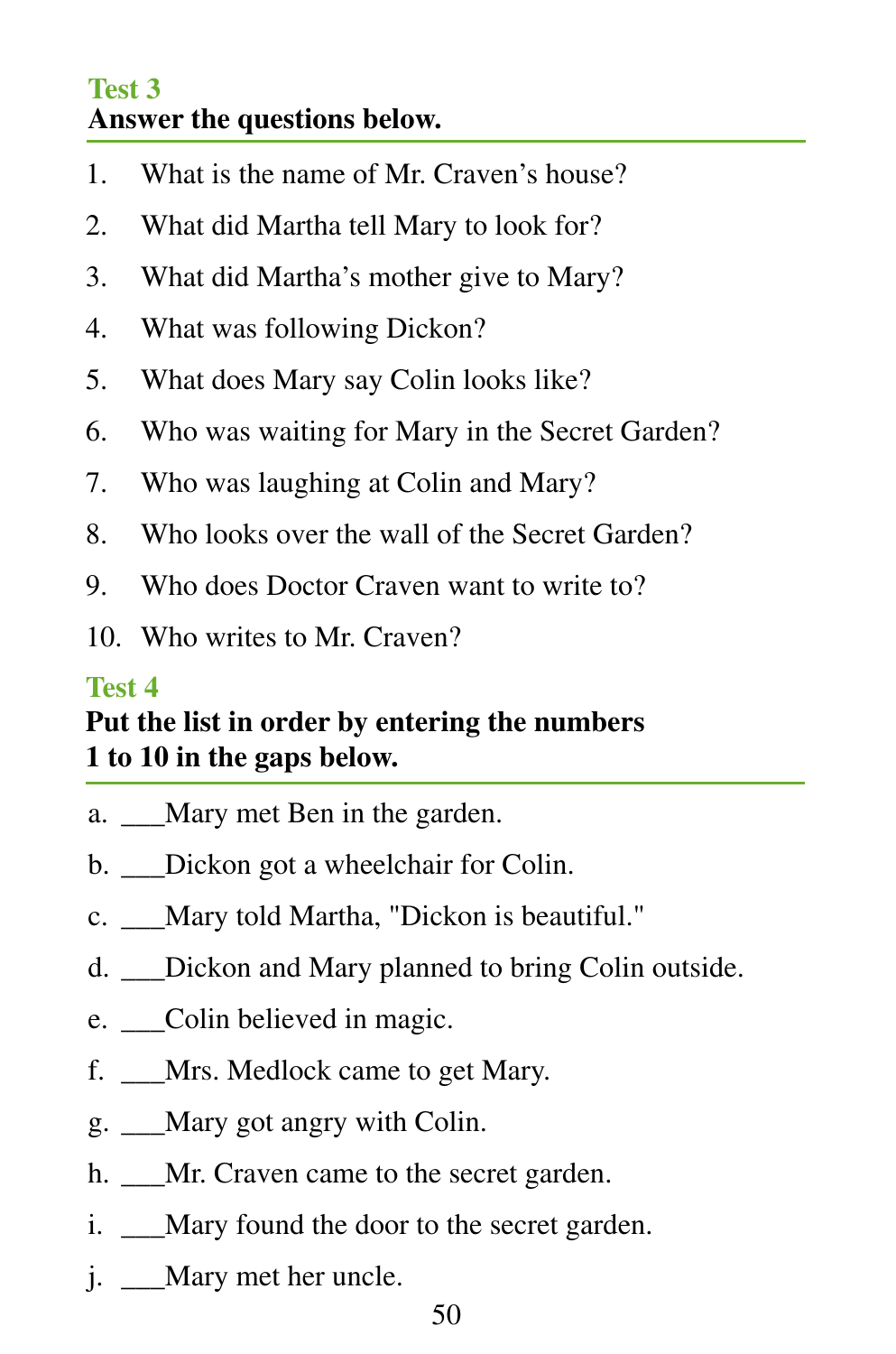## Test 3

**Answer the questions below.**

1. What is the name of Mr. Craven's house?
2. What did Martha tell Mary to look for?
3. What did Martha's mother give to Mary?
4. What was following Dickon?
5. What does Mary say Colin looks like?
6. Who was waiting for Mary in the Secret Garden?
7. Who was laughing at Colin and Mary?
8. Who looks over the wall of the Secret Garden?
9. Who does Doctor Craven want to write to?
10. Who writes to Mr. Craven?

## Test 4

**Put the list in order by entering the numbers 1 to 10 in the gaps below.**

a. ___Mary met Ben in the garden.

b. ___Dickon got a wheelchair for Colin.

c. ___Mary told Martha, "Dickon is beautiful."

d. ___Dickon and Mary planned to bring Colin outside.

e. ___Colin believed in magic.

f. ___Mrs. Medlock came to get Mary.

g. ___Mary got angry with Colin.

h. ___Mr. Craven came to the secret garden.

i. ___Mary found the door to the secret garden.

j. ___Mary met her uncle.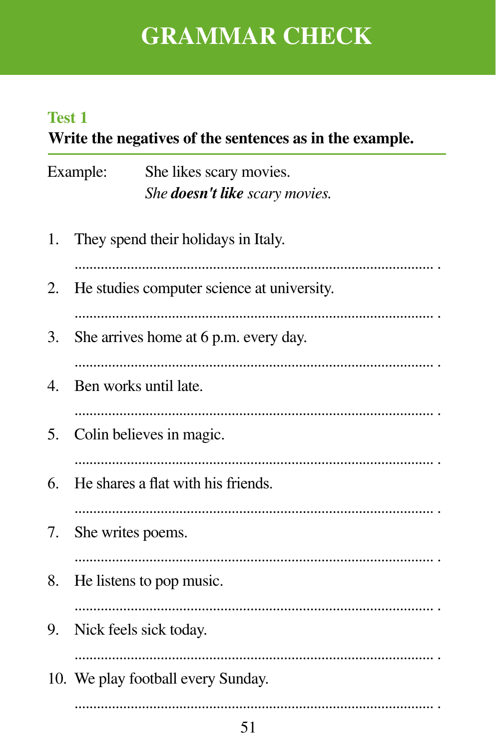# GRAMMAR CHECK

## Test 1

**Write the negatives of the sentences as in the example.**

Example: She likes scary movies.
*She **doesn't like** scary movies.*

1. They spend their holidays in Italy.

   ......................................................................................... .

2. He studies computer science at university.

   ......................................................................................... .

3. She arrives home at 6 p.m. every day.

   ......................................................................................... .

4. Ben works until late.

   ......................................................................................... .

5. Colin believes in magic.

   ......................................................................................... .

6. He shares a flat with his friends.

   ......................................................................................... .

7. She writes poems.

   ......................................................................................... .

8. He listens to pop music.

   ......................................................................................... .

9. Nick feels sick today.

   ......................................................................................... .

10. We play football every Sunday.

    ......................................................................................... .